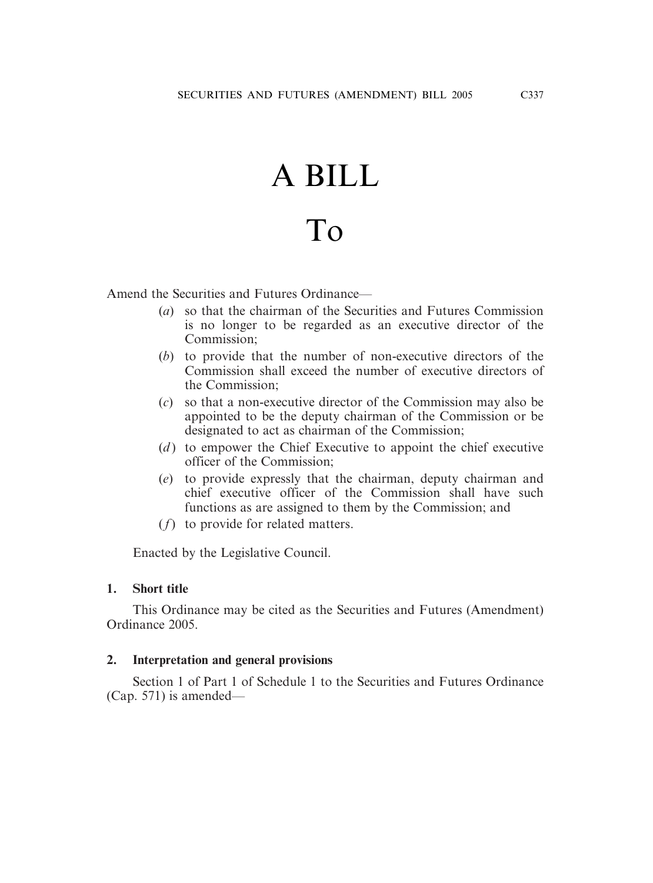# A BILL

# To

Amend the Securities and Futures Ordinance—

(*a*) so that the chairman of the Securities and Futures Commission is no longer to be regarded as an executive director of the Commission;

(*b*) to provide that the number of non-executive directors of the Commission shall exceed the number of executive directors of the Commission;

(*c*) so that a non-executive director of the Commission may also be appointed to be the deputy chairman of the Commission or be designated to act as chairman of the Commission;

(*d*) to empower the Chief Executive to appoint the chief executive officer of the Commission;

(*e*) to provide expressly that the chairman, deputy chairman and chief executive officer of the Commission shall have such functions as are assigned to them by the Commission; and

(*f*) to provide for related matters.

Enacted by the Legislative Council.

**1. Short title**

This Ordinance may be cited as the Securities and Futures (Amendment) Ordinance 2005.

**2. Interpretation and general provisions**

Section 1 of Part 1 of Schedule 1 to the Securities and Futures Ordinance (Cap. 571) is amended—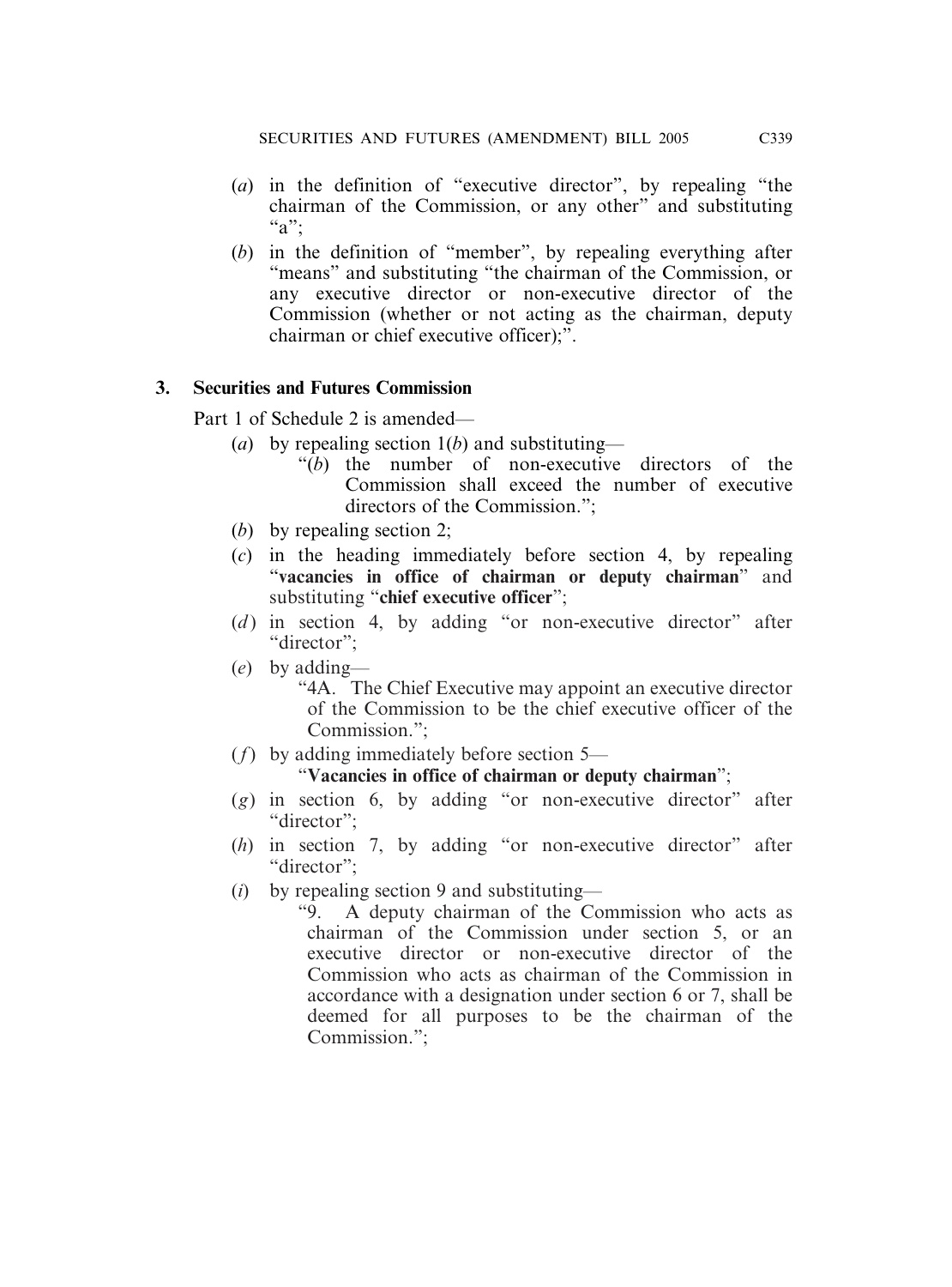(*a*) in the definition of "executive director", by repealing "the chairman of the Commission, or any other" and substituting "a";

(*b*) in the definition of "member", by repealing everything after "means" and substituting "the chairman of the Commission, or any executive director or non-executive director of the Commission (whether or not acting as the chairman, deputy chairman or chief executive officer);".

**3. Securities and Futures Commission**

Part 1 of Schedule 2 is amended—

(*a*) by repealing section 1(*b*) and substituting—

"(*b*) the number of non-executive directors of the Commission shall exceed the number of executive directors of the Commission.";

(*b*) by repealing section 2;

(*c*) in the heading immediately before section 4, by repealing "**vacancies in office of chairman or deputy chairman**" and substituting "**chief executive officer**";

(*d*) in section 4, by adding "or non-executive director" after "director";

(*e*) by adding—

"4A. The Chief Executive may appoint an executive director of the Commission to be the chief executive officer of the Commission.";

(*f*) by adding immediately before section 5—

"**Vacancies in office of chairman or deputy chairman**";

(*g*) in section 6, by adding "or non-executive director" after "director";

(*h*) in section 7, by adding "or non-executive director" after "director";

(*i*) by repealing section 9 and substituting—

"9. A deputy chairman of the Commission who acts as chairman of the Commission under section 5, or an executive director or non-executive director of the Commission who acts as chairman of the Commission in accordance with a designation under section 6 or 7, shall be deemed for all purposes to be the chairman of the Commission.";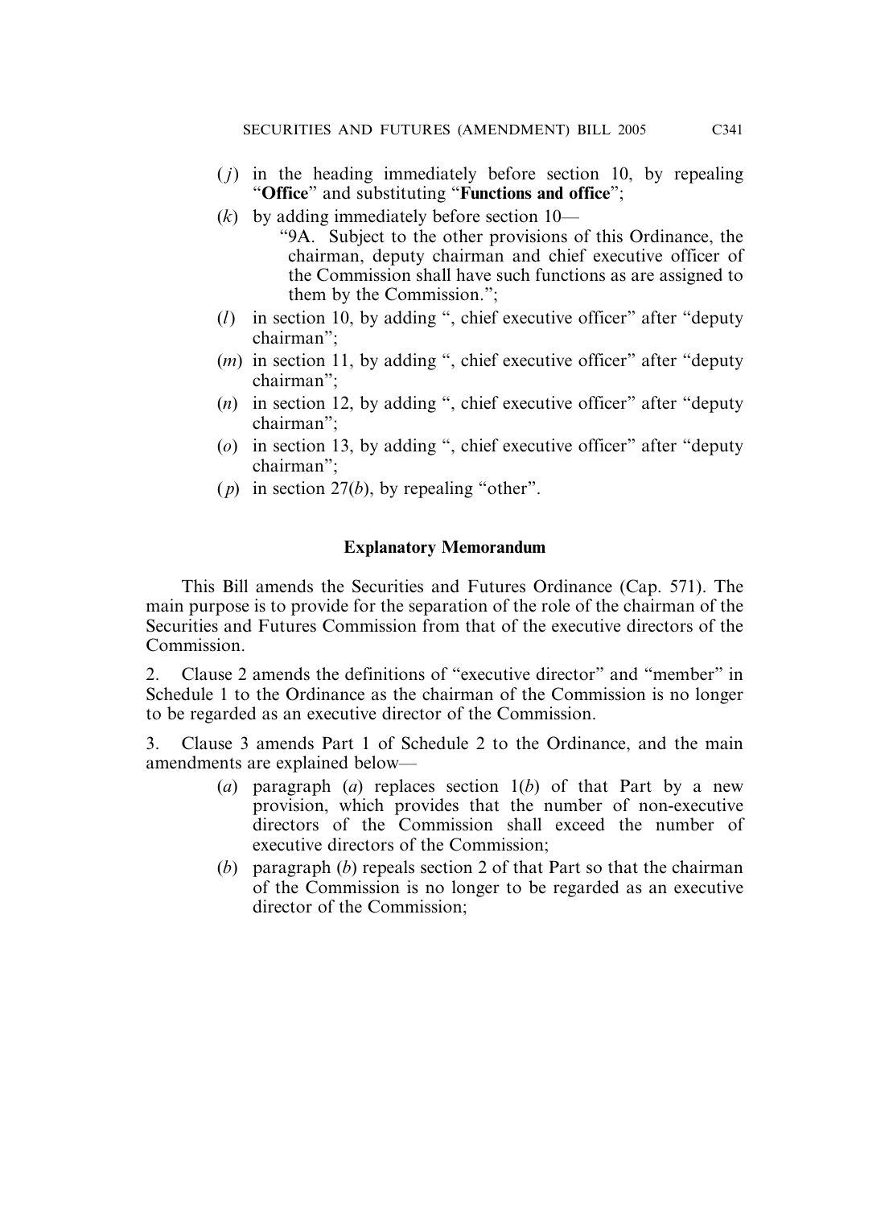- (*j*) in the heading immediately before section 10, by repealing "**Office**" and substituting "**Functions and office**";
- (*k*) by adding immediately before section 10—
  "9A. Subject to the other provisions of this Ordinance, the chairman, deputy chairman and chief executive officer of the Commission shall have such functions as are assigned to them by the Commission.";
- (*l*) in section 10, by adding ", chief executive officer" after "deputy chairman";
- (*m*) in section 11, by adding ", chief executive officer" after "deputy chairman";
- (*n*) in section 12, by adding ", chief executive officer" after "deputy chairman";
- (*o*) in section 13, by adding ", chief executive officer" after "deputy chairman";
- (*p*) in section 27(*b*), by repealing "other".

**Explanatory Memorandum**

This Bill amends the Securities and Futures Ordinance (Cap. 571). The main purpose is to provide for the separation of the role of the chairman of the Securities and Futures Commission from that of the executive directors of the Commission.

2. Clause 2 amends the definitions of "executive director" and "member" in Schedule 1 to the Ordinance as the chairman of the Commission is no longer to be regarded as an executive director of the Commission.

3. Clause 3 amends Part 1 of Schedule 2 to the Ordinance, and the main amendments are explained below—

- (*a*) paragraph (*a*) replaces section 1(*b*) of that Part by a new provision, which provides that the number of non-executive directors of the Commission shall exceed the number of executive directors of the Commission;
- (*b*) paragraph (*b*) repeals section 2 of that Part so that the chairman of the Commission is no longer to be regarded as an executive director of the Commission;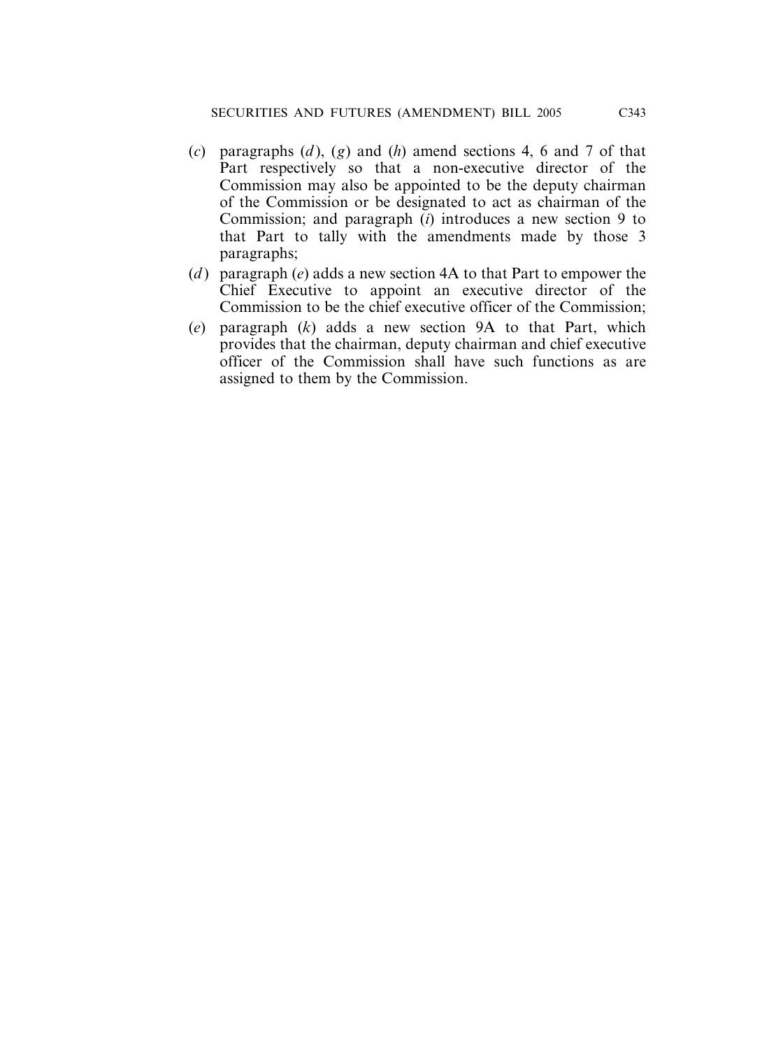(*c*) paragraphs (*d*), (*g*) and (*h*) amend sections 4, 6 and 7 of that Part respectively so that a non-executive director of the Commission may also be appointed to be the deputy chairman of the Commission or be designated to act as chairman of the Commission; and paragraph (*i*) introduces a new section 9 to that Part to tally with the amendments made by those 3 paragraphs;

(*d*) paragraph (*e*) adds a new section 4A to that Part to empower the Chief Executive to appoint an executive director of the Commission to be the chief executive officer of the Commission;

(*e*) paragraph (*k*) adds a new section 9A to that Part, which provides that the chairman, deputy chairman and chief executive officer of the Commission shall have such functions as are assigned to them by the Commission.